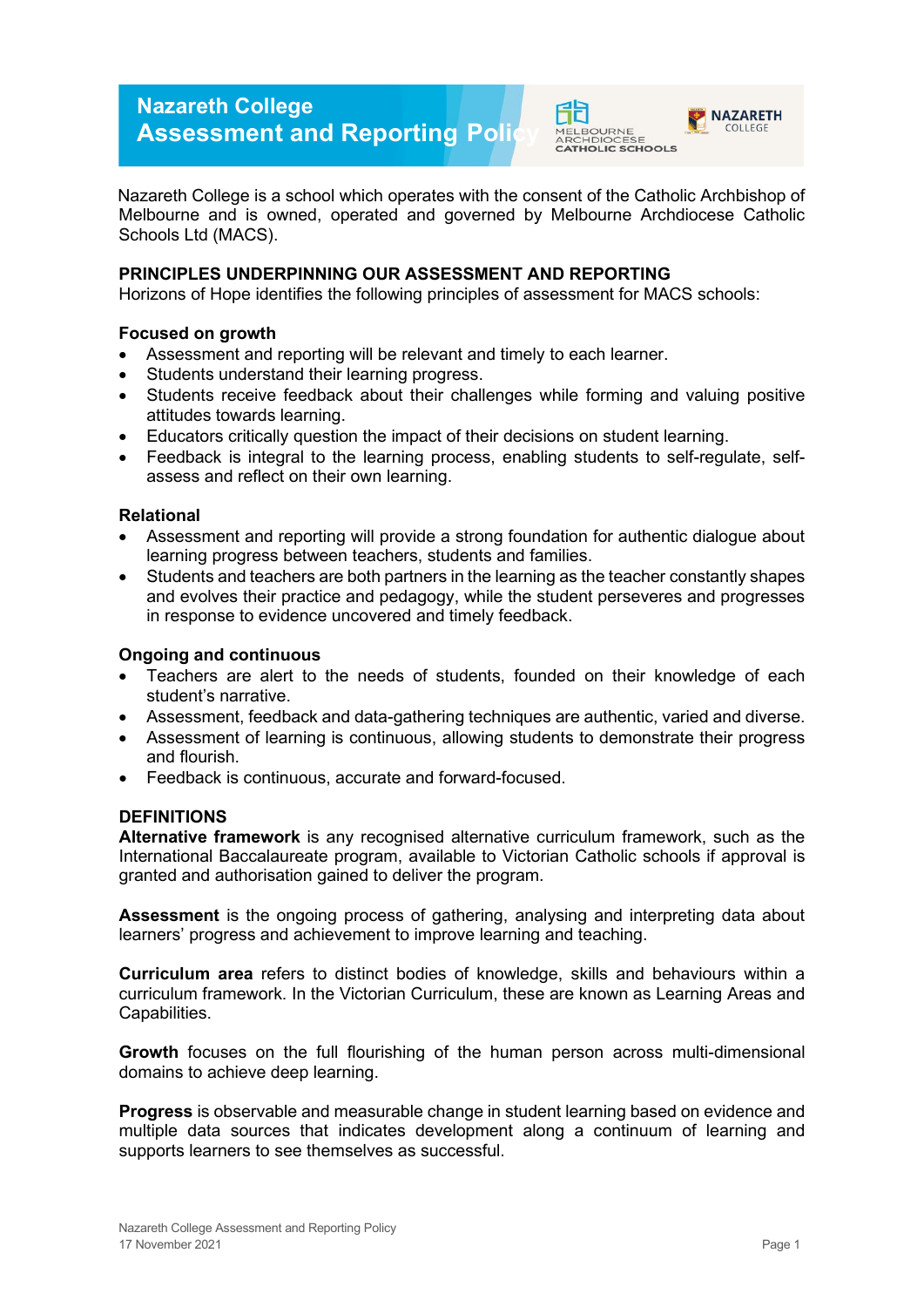# Nazareth College
# Assessment and Reporting Policy

Nazareth College is a school which operates with the consent of the Catholic Archbishop of Melbourne and is owned, operated and governed by Melbourne Archdiocese Catholic Schools Ltd (MACS).

## PRINCIPLES UNDERPINNING OUR ASSESSMENT AND REPORTING

Horizons of Hope identifies the following principles of assessment for MACS schools:

### Focused on growth

- Assessment and reporting will be relevant and timely to each learner.
- Students understand their learning progress.
- Students receive feedback about their challenges while forming and valuing positive attitudes towards learning.
- Educators critically question the impact of their decisions on student learning.
- Feedback is integral to the learning process, enabling students to self-regulate, self-assess and reflect on their own learning.

### Relational

- Assessment and reporting will provide a strong foundation for authentic dialogue about learning progress between teachers, students and families.
- Students and teachers are both partners in the learning as the teacher constantly shapes and evolves their practice and pedagogy, while the student perseveres and progresses in response to evidence uncovered and timely feedback.

### Ongoing and continuous

- Teachers are alert to the needs of students, founded on their knowledge of each student's narrative.
- Assessment, feedback and data-gathering techniques are authentic, varied and diverse.
- Assessment of learning is continuous, allowing students to demonstrate their progress and flourish.
- Feedback is continuous, accurate and forward-focused.

## DEFINITIONS

**Alternative framework** is any recognised alternative curriculum framework, such as the International Baccalaureate program, available to Victorian Catholic schools if approval is granted and authorisation gained to deliver the program.

**Assessment** is the ongoing process of gathering, analysing and interpreting data about learners' progress and achievement to improve learning and teaching.

**Curriculum area** refers to distinct bodies of knowledge, skills and behaviours within a curriculum framework. In the Victorian Curriculum, these are known as Learning Areas and Capabilities.

**Growth** focuses on the full flourishing of the human person across multi-dimensional domains to achieve deep learning.

**Progress** is observable and measurable change in student learning based on evidence and multiple data sources that indicates development along a continuum of learning and supports learners to see themselves as successful.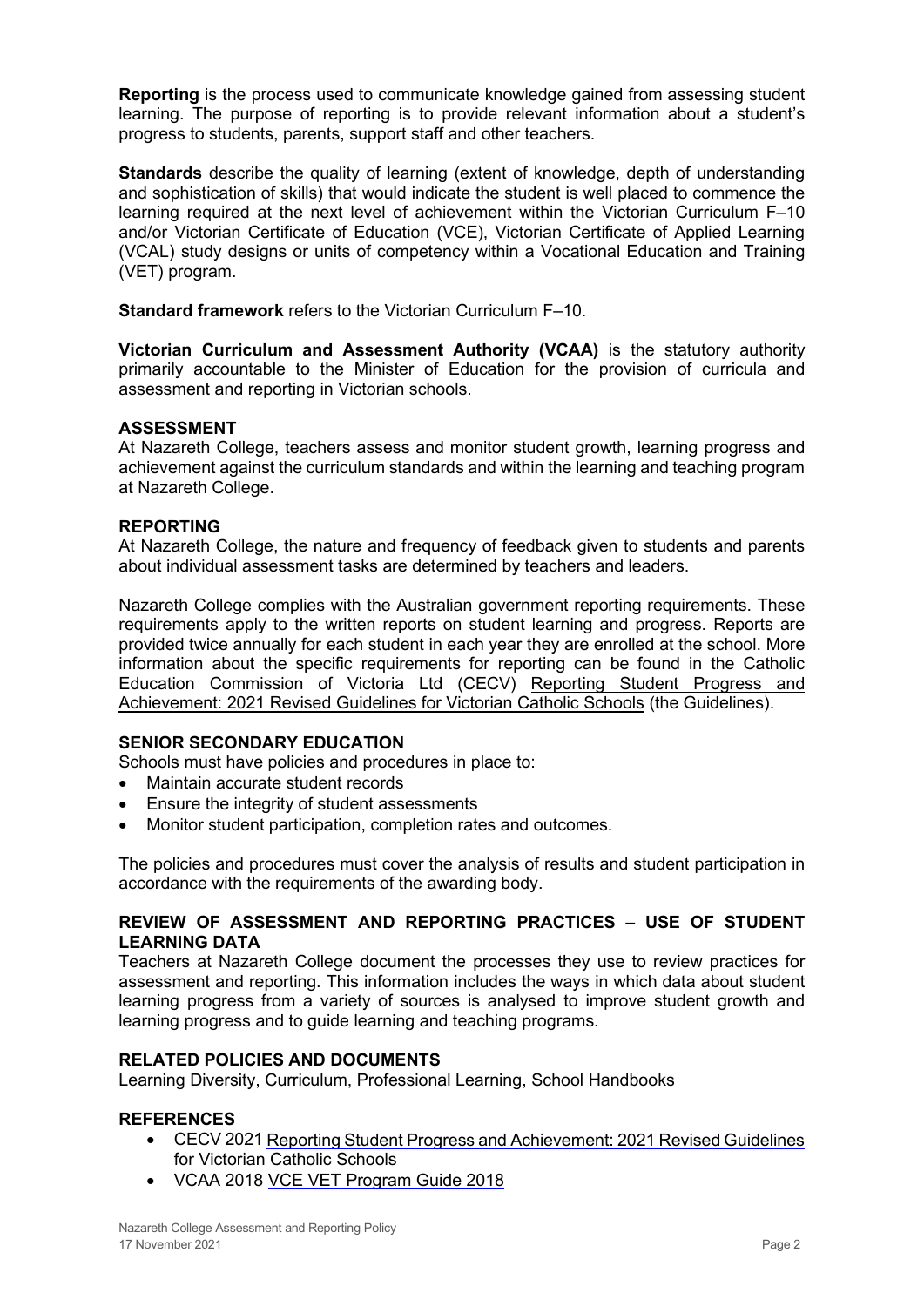**Reporting** is the process used to communicate knowledge gained from assessing student learning. The purpose of reporting is to provide relevant information about a student's progress to students, parents, support staff and other teachers.

**Standards** describe the quality of learning (extent of knowledge, depth of understanding and sophistication of skills) that would indicate the student is well placed to commence the learning required at the next level of achievement within the Victorian Curriculum F–10 and/or Victorian Certificate of Education (VCE), Victorian Certificate of Applied Learning (VCAL) study designs or units of competency within a Vocational Education and Training (VET) program.

**Standard framework** refers to the Victorian Curriculum F–10.

**Victorian Curriculum and Assessment Authority (VCAA)** is the statutory authority primarily accountable to the Minister of Education for the provision of curricula and assessment and reporting in Victorian schools.

## ASSESSMENT

At Nazareth College, teachers assess and monitor student growth, learning progress and achievement against the curriculum standards and within the learning and teaching program at Nazareth College.

## REPORTING

At Nazareth College, the nature and frequency of feedback given to students and parents about individual assessment tasks are determined by teachers and leaders.

Nazareth College complies with the Australian government reporting requirements. These requirements apply to the written reports on student learning and progress. Reports are provided twice annually for each student in each year they are enrolled at the school. More information about the specific requirements for reporting can be found in the Catholic Education Commission of Victoria Ltd (CECV) Reporting Student Progress and Achievement: 2021 Revised Guidelines for Victorian Catholic Schools (the Guidelines).

## SENIOR SECONDARY EDUCATION

Schools must have policies and procedures in place to:

- Maintain accurate student records
- Ensure the integrity of student assessments
- Monitor student participation, completion rates and outcomes.

The policies and procedures must cover the analysis of results and student participation in accordance with the requirements of the awarding body.

## REVIEW OF ASSESSMENT AND REPORTING PRACTICES – USE OF STUDENT LEARNING DATA

Teachers at Nazareth College document the processes they use to review practices for assessment and reporting. This information includes the ways in which data about student learning progress from a variety of sources is analysed to improve student growth and learning progress and to guide learning and teaching programs.

## RELATED POLICIES AND DOCUMENTS

Learning Diversity, Curriculum, Professional Learning, School Handbooks

## REFERENCES

- CECV 2021 Reporting Student Progress and Achievement: 2021 Revised Guidelines for Victorian Catholic Schools
- VCAA 2018 VCE VET Program Guide 2018